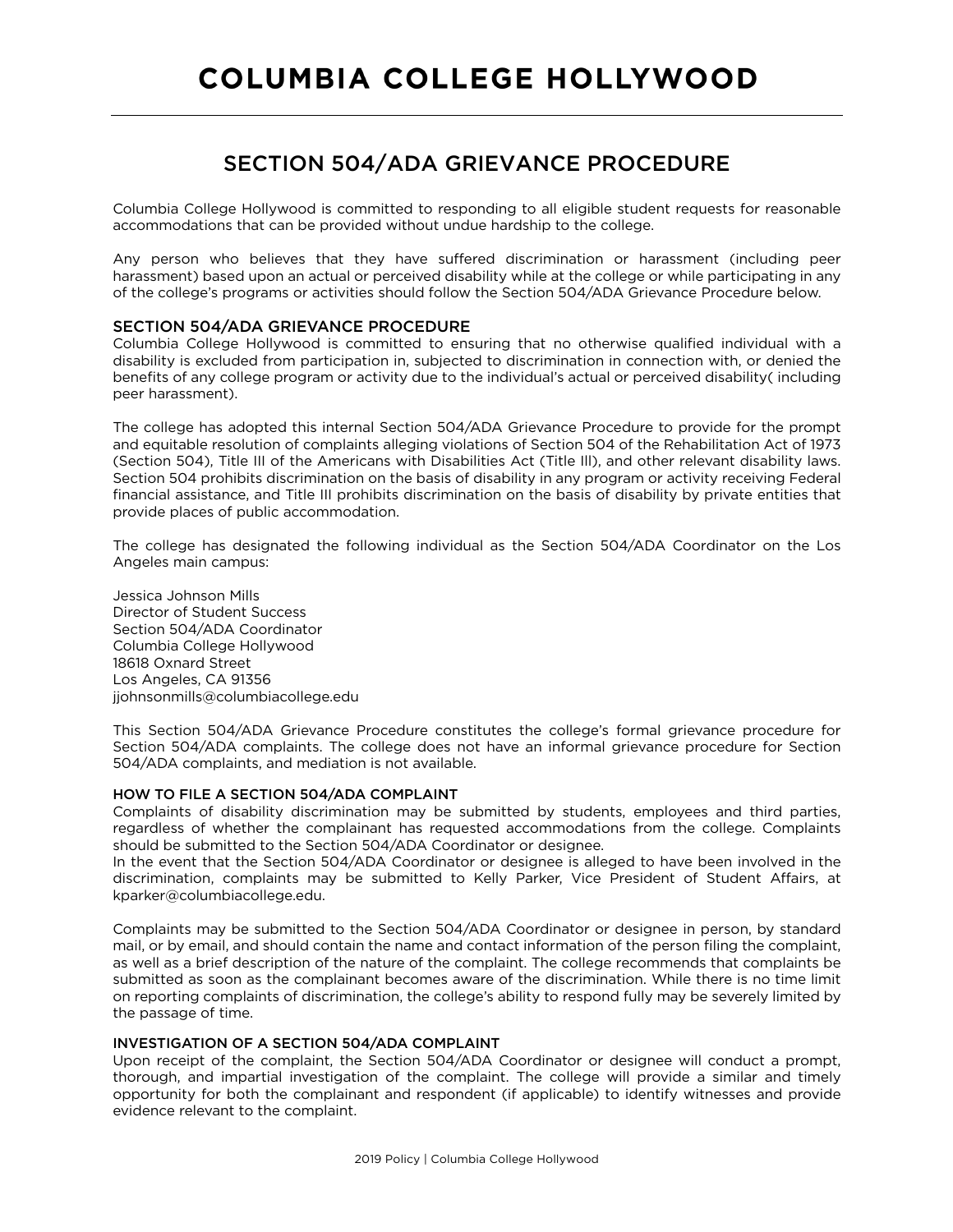# COLUMBIA COLLEGE HOLLYWOOD

## SECTION 504/ADA GRIEVANCE PROCEDURE

Columbia College Hollywood is committed to responding to all eligible student requests for reasonable accommodations that can be provided without undue hardship to the college.

Any person who believes that they have suffered discrimination or harassment (including peer harassment) based upon an actual or perceived disability while at the college or while participating in any of the college's programs or activities should follow the Section 504/ADA Grievance Procedure below.

### SECTION 504/ADA GRIEVANCE PROCEDURE

Columbia College Hollywood is committed to ensuring that no otherwise qualified individual with a disability is excluded from participation in, subjected to discrimination in connection with, or denied the benefits of any college program or activity due to the individual's actual or perceived disability( including peer harassment).

The college has adopted this internal Section 504/ADA Grievance Procedure to provide for the prompt and equitable resolution of complaints alleging violations of Section 504 of the Rehabilitation Act of 1973 (Section 504), Title III of the Americans with Disabilities Act (Title Ill), and other relevant disability laws. Section 504 prohibits discrimination on the basis of disability in any program or activity receiving Federal financial assistance, and Title III prohibits discrimination on the basis of disability by private entities that provide places of public accommodation.

The college has designated the following individual as the Section 504/ADA Coordinator on the Los Angeles main campus:

Jessica Johnson Mills
Director of Student Success
Section 504/ADA Coordinator
Columbia College Hollywood
18618 Oxnard Street
Los Angeles, CA 91356
jjohnsonmills@columbiacollege.edu

This Section 504/ADA Grievance Procedure constitutes the college's formal grievance procedure for Section 504/ADA complaints. The college does not have an informal grievance procedure for Section 504/ADA complaints, and mediation is not available.

#### HOW TO FILE A SECTION 504/ADA COMPLAINT

Complaints of disability discrimination may be submitted by students, employees and third parties, regardless of whether the complainant has requested accommodations from the college. Complaints should be submitted to the Section 504/ADA Coordinator or designee.
In the event that the Section 504/ADA Coordinator or designee is alleged to have been involved in the discrimination, complaints may be submitted to Kelly Parker, Vice President of Student Affairs, at kparker@columbiacollege.edu.

Complaints may be submitted to the Section 504/ADA Coordinator or designee in person, by standard mail, or by email, and should contain the name and contact information of the person filing the complaint, as well as a brief description of the nature of the complaint. The college recommends that complaints be submitted as soon as the complainant becomes aware of the discrimination. While there is no time limit on reporting complaints of discrimination, the college's ability to respond fully may be severely limited by the passage of time.

#### INVESTIGATION OF A SECTION 504/ADA COMPLAINT

Upon receipt of the complaint, the Section 504/ADA Coordinator or designee will conduct a prompt, thorough, and impartial investigation of the complaint. The college will provide a similar and timely opportunity for both the complainant and respondent (if applicable) to identify witnesses and provide evidence relevant to the complaint.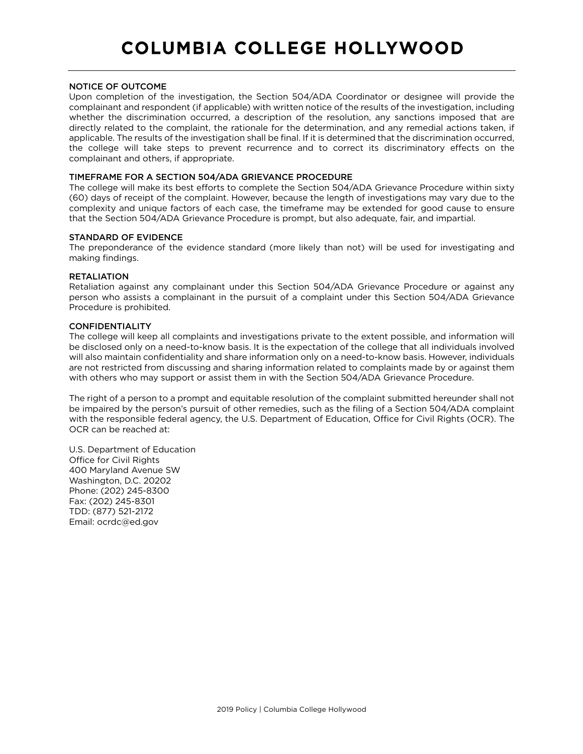### NOTICE OF OUTCOME

Upon completion of the investigation, the Section 504/ADA Coordinator or designee will provide the complainant and respondent (if applicable) with written notice of the results of the investigation, including whether the discrimination occurred, a description of the resolution, any sanctions imposed that are directly related to the complaint, the rationale for the determination, and any remedial actions taken, if applicable. The results of the investigation shall be final. If it is determined that the discrimination occurred, the college will take steps to prevent recurrence and to correct its discriminatory effects on the complainant and others, if appropriate.

### TIMEFRAME FOR A SECTION 504/ADA GRIEVANCE PROCEDURE

The college will make its best efforts to complete the Section 504/ADA Grievance Procedure within sixty (60) days of receipt of the complaint. However, because the length of investigations may vary due to the complexity and unique factors of each case, the timeframe may be extended for good cause to ensure that the Section 504/ADA Grievance Procedure is prompt, but also adequate, fair, and impartial.

### STANDARD OF EVIDENCE

The preponderance of the evidence standard (more likely than not) will be used for investigating and making findings.

### RETALIATION

Retaliation against any complainant under this Section 504/ADA Grievance Procedure or against any person who assists a complainant in the pursuit of a complaint under this Section 504/ADA Grievance Procedure is prohibited.

### CONFIDENTIALITY

The college will keep all complaints and investigations private to the extent possible, and information will be disclosed only on a need-to-know basis. It is the expectation of the college that all individuals involved will also maintain confidentiality and share information only on a need-to-know basis. However, individuals are not restricted from discussing and sharing information related to complaints made by or against them with others who may support or assist them in with the Section 504/ADA Grievance Procedure.

The right of a person to a prompt and equitable resolution of the complaint submitted hereunder shall not be impaired by the person's pursuit of other remedies, such as the filing of a Section 504/ADA complaint with the responsible federal agency, the U.S. Department of Education, Office for Civil Rights (OCR). The OCR can be reached at:

U.S. Department of Education
Office for Civil Rights
400 Maryland Avenue SW
Washington, D.C. 20202
Phone: (202) 245-8300
Fax: (202) 245-8301
TDD: (877) 521-2172
Email: ocrdc@ed.gov